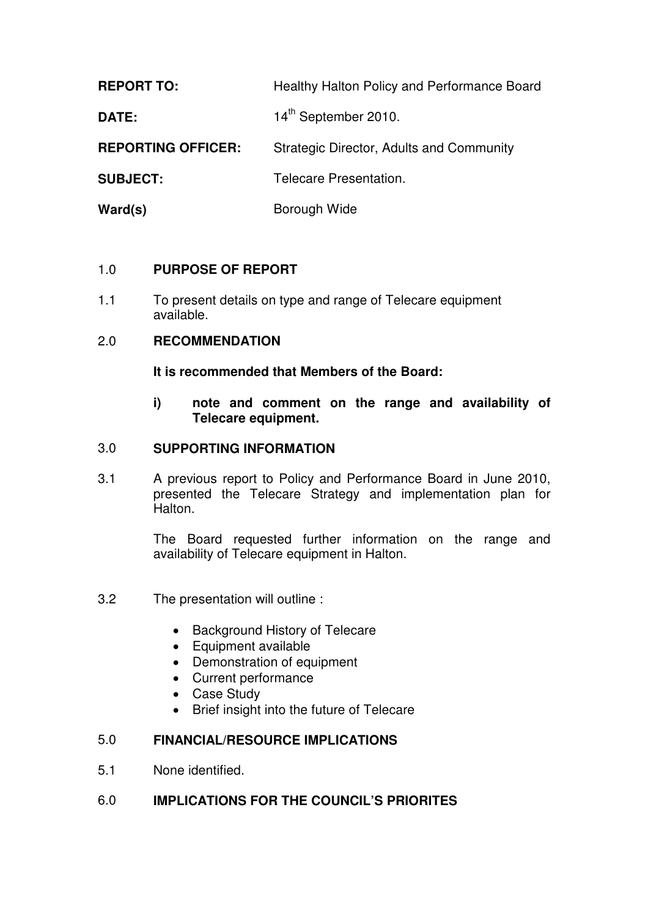| | |
|---|---|
| **REPORT TO:** | Healthy Halton Policy and Performance Board |
| **DATE:** | 14th September 2010. |
| **REPORTING OFFICER:** | Strategic Director, Adults and Community |
| **SUBJECT:** | Telecare Presentation. |
| **Ward(s)** | Borough Wide |

## 1.0 PURPOSE OF REPORT

1.1 To present details on type and range of Telecare equipment available.

## 2.0 RECOMMENDATION

**It is recommended that Members of the Board:**

**i) note and comment on the range and availability of Telecare equipment.**

## 3.0 SUPPORTING INFORMATION

3.1 A previous report to Policy and Performance Board in June 2010, presented the Telecare Strategy and implementation plan for Halton.

The Board requested further information on the range and availability of Telecare equipment in Halton.

3.2 The presentation will outline :

- Background History of Telecare
- Equipment available
- Demonstration of equipment
- Current performance
- Case Study
- Brief insight into the future of Telecare

## 5.0 FINANCIAL/RESOURCE IMPLICATIONS

5.1 None identified.

## 6.0 IMPLICATIONS FOR THE COUNCIL'S PRIORITES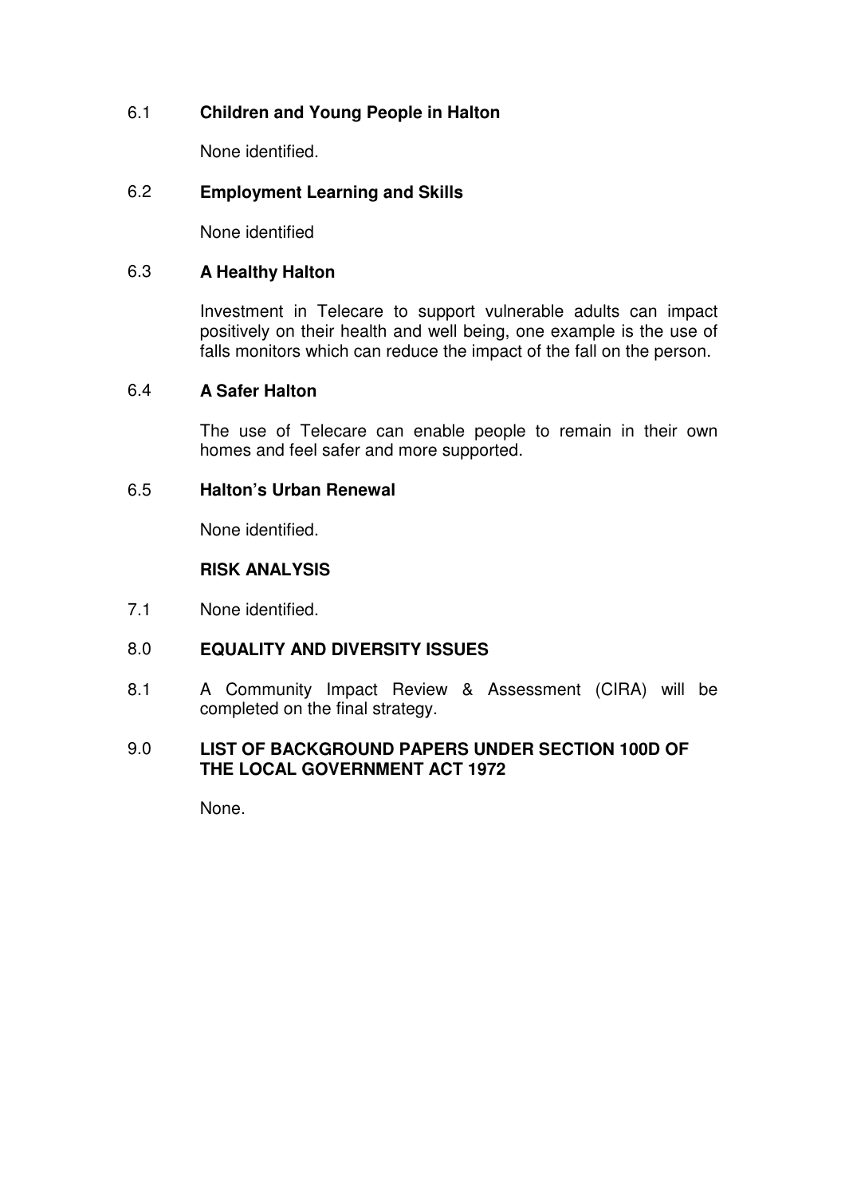### 6.1 Children and Young People in Halton

None identified.

### 6.2 Employment Learning and Skills

None identified

### 6.3 A Healthy Halton

Investment in Telecare to support vulnerable adults can impact positively on their health and well being, one example is the use of falls monitors which can reduce the impact of the fall on the person.

### 6.4 A Safer Halton

The use of Telecare can enable people to remain in their own homes and feel safer and more supported.

### 6.5 Halton's Urban Renewal

None identified.

## RISK ANALYSIS

7.1 None identified.

## 8.0 EQUALITY AND DIVERSITY ISSUES

8.1 A Community Impact Review & Assessment (CIRA) will be completed on the final strategy.

## 9.0 LIST OF BACKGROUND PAPERS UNDER SECTION 100D OF THE LOCAL GOVERNMENT ACT 1972

None.